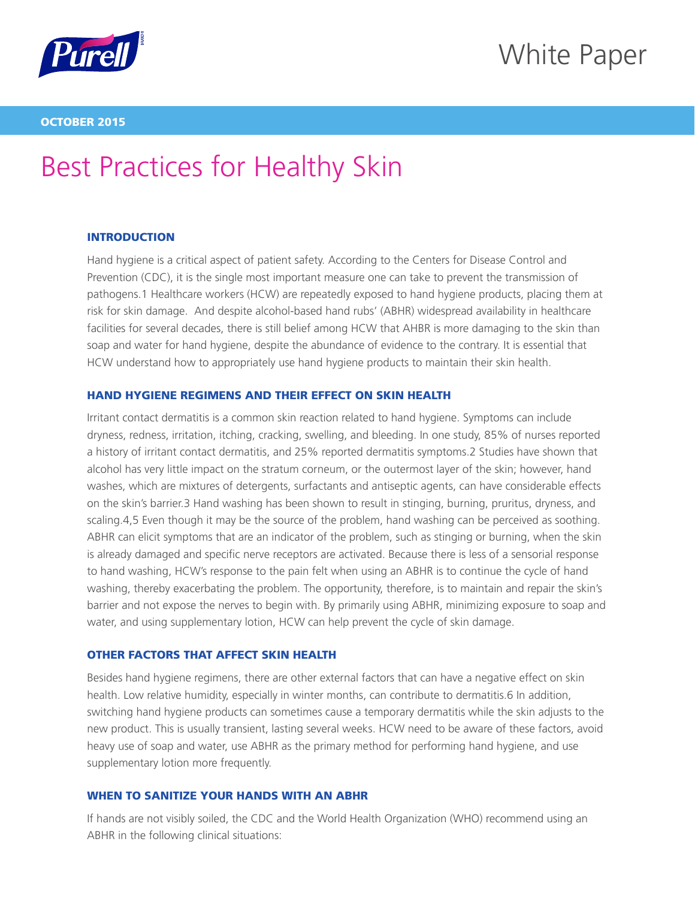# White Paper

**OCTOBER 2015**

# Best Practices for Healthy Skin

## INTRODUCTION

Hand hygiene is a critical aspect of patient safety. According to the Centers for Disease Control and Prevention (CDC), it is the single most important measure one can take to prevent the transmission of pathogens.[1] Healthcare workers (HCW) are repeatedly exposed to hand hygiene products, placing them at risk for skin damage. And despite alcohol-based hand rubs' (ABHR) widespread availability in healthcare facilities for several decades, there is still belief among HCW that AHBR is more damaging to the skin than soap and water for hand hygiene, despite the abundance of evidence to the contrary. It is essential that HCW understand how to appropriately use hand hygiene products to maintain their skin health.

## HAND HYGIENE REGIMENS AND THEIR EFFECT ON SKIN HEALTH

Irritant contact dermatitis is a common skin reaction related to hand hygiene. Symptoms can include dryness, redness, irritation, itching, cracking, swelling, and bleeding. In one study, 85% of nurses reported a history of irritant contact dermatitis, and 25% reported dermatitis symptoms.[2] Studies have shown that alcohol has very little impact on the stratum corneum, or the outermost layer of the skin; however, hand washes, which are mixtures of detergents, surfactants and antiseptic agents, can have considerable effects on the skin's barrier.[3] Hand washing has been shown to result in stinging, burning, pruritus, dryness, and scaling.[4,5] Even though it may be the source of the problem, hand washing can be perceived as soothing. ABHR can elicit symptoms that are an indicator of the problem, such as stinging or burning, when the skin is already damaged and specific nerve receptors are activated. Because there is less of a sensorial response to hand washing, HCW's response to the pain felt when using an ABHR is to continue the cycle of hand washing, thereby exacerbating the problem. The opportunity, therefore, is to maintain and repair the skin's barrier and not expose the nerves to begin with. By primarily using ABHR, minimizing exposure to soap and water, and using supplementary lotion, HCW can help prevent the cycle of skin damage.

## OTHER FACTORS THAT AFFECT SKIN HEALTH

Besides hand hygiene regimens, there are other external factors that can have a negative effect on skin health. Low relative humidity, especially in winter months, can contribute to dermatitis.[6] In addition, switching hand hygiene products can sometimes cause a temporary dermatitis while the skin adjusts to the new product. This is usually transient, lasting several weeks. HCW need to be aware of these factors, avoid heavy use of soap and water, use ABHR as the primary method for performing hand hygiene, and use supplementary lotion more frequently.

## WHEN TO SANITIZE YOUR HANDS WITH AN ABHR

If hands are not visibly soiled, the CDC and the World Health Organization (WHO) recommend using an ABHR in the following clinical situations: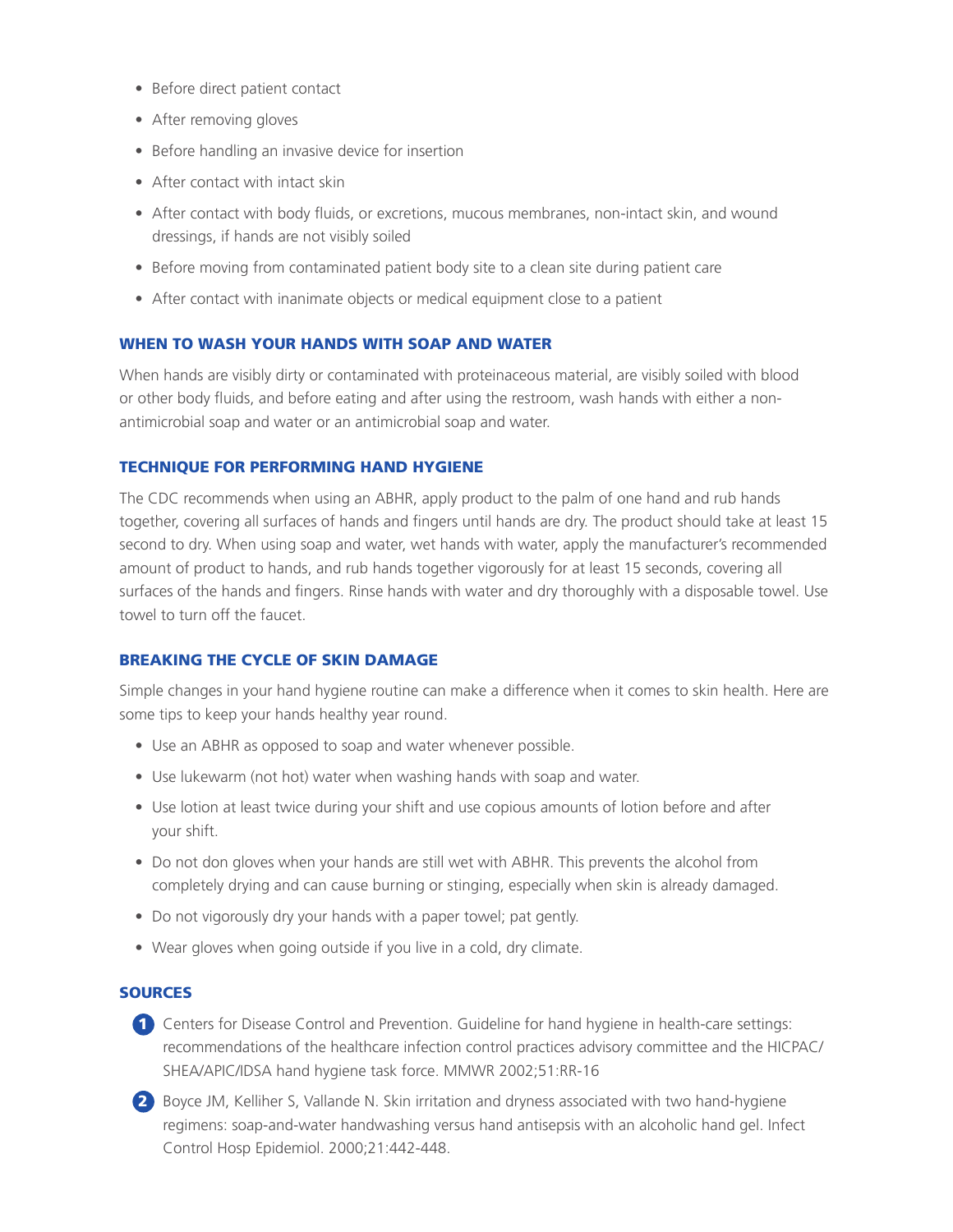- Before direct patient contact
- After removing gloves
- Before handling an invasive device for insertion
- After contact with intact skin
- After contact with body fluids, or excretions, mucous membranes, non-intact skin, and wound dressings, if hands are not visibly soiled
- Before moving from contaminated patient body site to a clean site during patient care
- After contact with inanimate objects or medical equipment close to a patient

### WHEN TO WASH YOUR HANDS WITH SOAP AND WATER

When hands are visibly dirty or contaminated with proteinaceous material, are visibly soiled with blood or other body fluids, and before eating and after using the restroom, wash hands with either a non-antimicrobial soap and water or an antimicrobial soap and water.

### TECHNIQUE FOR PERFORMING HAND HYGIENE

The CDC recommends when using an ABHR, apply product to the palm of one hand and rub hands together, covering all surfaces of hands and fingers until hands are dry. The product should take at least 15 second to dry. When using soap and water, wet hands with water, apply the manufacturer's recommended amount of product to hands, and rub hands together vigorously for at least 15 seconds, covering all surfaces of the hands and fingers. Rinse hands with water and dry thoroughly with a disposable towel. Use towel to turn off the faucet.

### BREAKING THE CYCLE OF SKIN DAMAGE

Simple changes in your hand hygiene routine can make a difference when it comes to skin health. Here are some tips to keep your hands healthy year round.

- Use an ABHR as opposed to soap and water whenever possible.
- Use lukewarm (not hot) water when washing hands with soap and water.
- Use lotion at least twice during your shift and use copious amounts of lotion before and after your shift.
- Do not don gloves when your hands are still wet with ABHR. This prevents the alcohol from completely drying and can cause burning or stinging, especially when skin is already damaged.
- Do not vigorously dry your hands with a paper towel; pat gently.
- Wear gloves when going outside if you live in a cold, dry climate.

### SOURCES

1. Centers for Disease Control and Prevention. Guideline for hand hygiene in health-care settings: recommendations of the healthcare infection control practices advisory committee and the HICPAC/SHEA/APIC/IDSA hand hygiene task force. MMWR 2002;51:RR-16
2. Boyce JM, Kelliher S, Vallande N. Skin irritation and dryness associated with two hand-hygiene regimens: soap-and-water handwashing versus hand antisepsis with an alcoholic hand gel. Infect Control Hosp Epidemiol. 2000;21:442-448.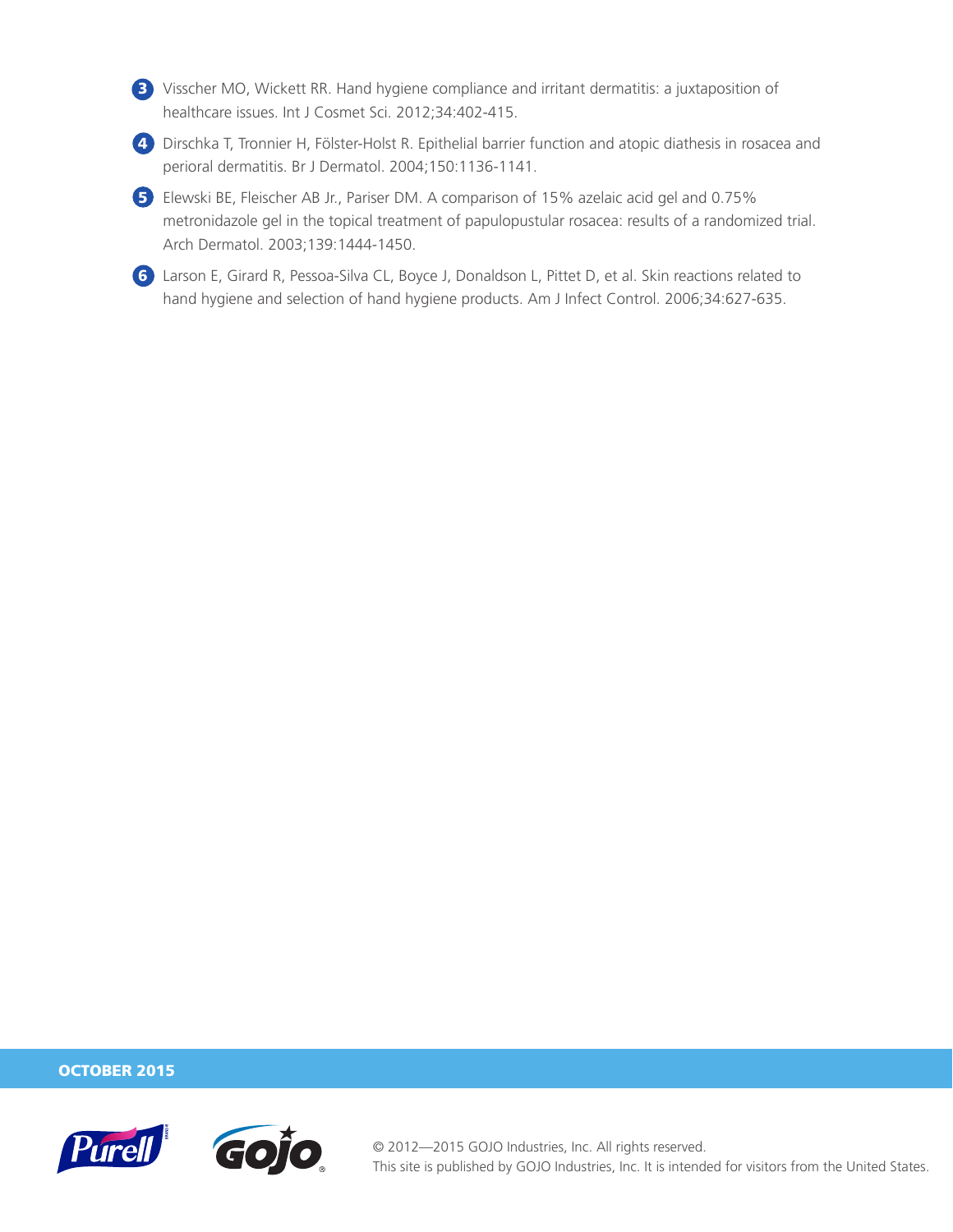3. Visscher MO, Wickett RR. Hand hygiene compliance and irritant dermatitis: a juxtaposition of healthcare issues. Int J Cosmet Sci. 2012;34:402-415.
4. Dirschka T, Tronnier H, Fölster-Holst R. Epithelial barrier function and atopic diathesis in rosacea and perioral dermatitis. Br J Dermatol. 2004;150:1136-1141.
5. Elewski BE, Fleischer AB Jr., Pariser DM. A comparison of 15% azelaic acid gel and 0.75% metronidazole gel in the topical treatment of papulopustular rosacea: results of a randomized trial. Arch Dermatol. 2003;139:1444-1450.
6. Larson E, Girard R, Pessoa-Silva CL, Boyce J, Donaldson L, Pittet D, et al. Skin reactions related to hand hygiene and selection of hand hygiene products. Am J Infect Control. 2006;34:627-635.

**OCTOBER 2015**

© 2012—2015 GOJO Industries, Inc. All rights reserved.
This site is published by GOJO Industries, Inc. It is intended for visitors from the United States.